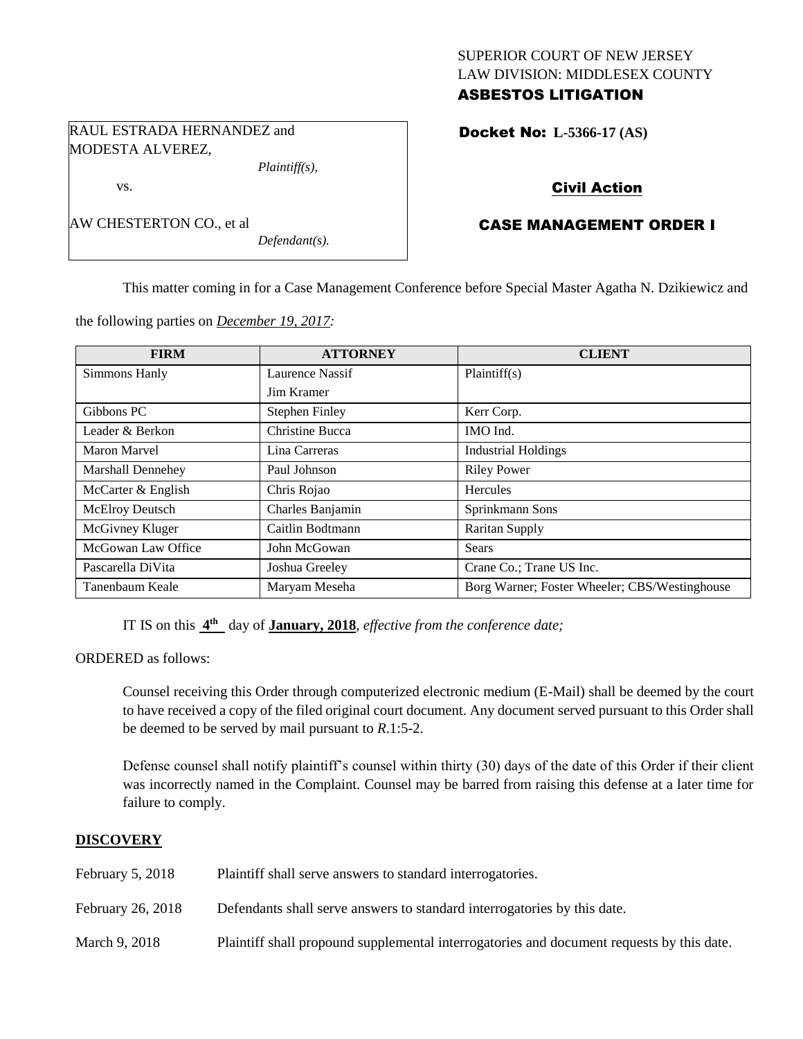SUPERIOR COURT OF NEW JERSEY
LAW DIVISION: MIDDLESEX COUNTY
**ASBESTOS LITIGATION**

RAUL ESTRADA HERNANDEZ and MODESTA ALVEREZ,
*Plaintiff(s),*

vs.

AW CHESTERTON CO., et al
*Defendant(s).*

**Docket No: L-5366-17 (AS)**

**Civil Action**

**CASE MANAGEMENT ORDER I**

This matter coming in for a Case Management Conference before Special Master Agatha N. Dzikiewicz and the following parties on *December 19, 2017:*

| FIRM | ATTORNEY | CLIENT |
|---|---|---|
| Simmons Hanly | Laurence Nassif<br>Jim Kramer | Plaintiff(s) |
| Gibbons PC | Stephen Finley | Kerr Corp. |
| Leader & Berkon | Christine Bucca | IMO Ind. |
| Maron Marvel | Lina Carreras | Industrial Holdings |
| Marshall Dennehey | Paul Johnson | Riley Power |
| McCarter & English | Chris Rojao | Hercules |
| McElroy Deutsch | Charles Banjamin | Sprinkmann Sons |
| McGivney Kluger | Caitlin Bodtmann | Raritan Supply |
| McGowan Law Office | John McGowan | Sears |
| Pascarella DiVita | Joshua Greeley | Crane Co.; Trane US Inc. |
| Tanenbaum Keale | Maryam Meseha | Borg Warner; Foster Wheeler; CBS/Westinghouse |

IT IS on this **4th** day of **January, 2018**, *effective from the conference date;*

ORDERED as follows:

Counsel receiving this Order through computerized electronic medium (E-Mail) shall be deemed by the court to have received a copy of the filed original court document. Any document served pursuant to this Order shall be deemed to be served by mail pursuant to *R*.1:5-2.

Defense counsel shall notify plaintiff's counsel within thirty (30) days of the date of this Order if their client was incorrectly named in the Complaint. Counsel may be barred from raising this defense at a later time for failure to comply.

## DISCOVERY

| | |
|---|---|
| February 5, 2018 | Plaintiff shall serve answers to standard interrogatories. |
| February 26, 2018 | Defendants shall serve answers to standard interrogatories by this date. |
| March 9, 2018 | Plaintiff shall propound supplemental interrogatories and document requests by this date. |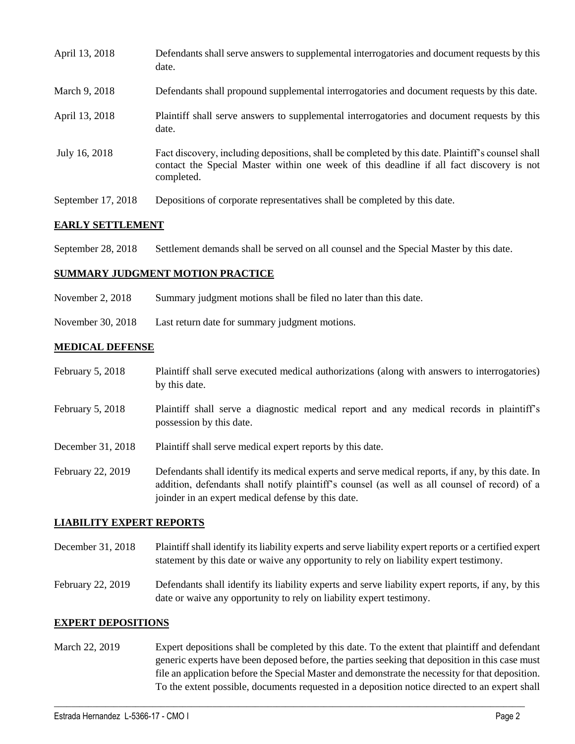| | |
|---|---|
| April 13, 2018 | Defendants shall serve answers to supplemental interrogatories and document requests by this date. |
| March 9, 2018 | Defendants shall propound supplemental interrogatories and document requests by this date. |
| April 13, 2018 | Plaintiff shall serve answers to supplemental interrogatories and document requests by this date. |
| July 16, 2018 | Fact discovery, including depositions, shall be completed by this date. Plaintiff's counsel shall contact the Special Master within one week of this deadline if all fact discovery is not completed. |
| September 17, 2018 | Depositions of corporate representatives shall be completed by this date. |

## EARLY SETTLEMENT

| | |
|---|---|
| September 28, 2018 | Settlement demands shall be served on all counsel and the Special Master by this date. |

## SUMMARY JUDGMENT MOTION PRACTICE

| | |
|---|---|
| November 2, 2018 | Summary judgment motions shall be filed no later than this date. |
| November 30, 2018 | Last return date for summary judgment motions. |

## MEDICAL DEFENSE

| | |
|---|---|
| February 5, 2018 | Plaintiff shall serve executed medical authorizations (along with answers to interrogatories) by this date. |
| February 5, 2018 | Plaintiff shall serve a diagnostic medical report and any medical records in plaintiff's possession by this date. |
| December 31, 2018 | Plaintiff shall serve medical expert reports by this date. |
| February 22, 2019 | Defendants shall identify its medical experts and serve medical reports, if any, by this date. In addition, defendants shall notify plaintiff's counsel (as well as all counsel of record) of a joinder in an expert medical defense by this date. |

## LIABILITY EXPERT REPORTS

| | |
|---|---|
| December 31, 2018 | Plaintiff shall identify its liability experts and serve liability expert reports or a certified expert statement by this date or waive any opportunity to rely on liability expert testimony. |
| February 22, 2019 | Defendants shall identify its liability experts and serve liability expert reports, if any, by this date or waive any opportunity to rely on liability expert testimony. |

## EXPERT DEPOSITIONS

| | |
|---|---|
| March 22, 2019 | Expert depositions shall be completed by this date. To the extent that plaintiff and defendant generic experts have been deposed before, the parties seeking that deposition in this case must file an application before the Special Master and demonstrate the necessity for that deposition. To the extent possible, documents requested in a deposition notice directed to an expert shall |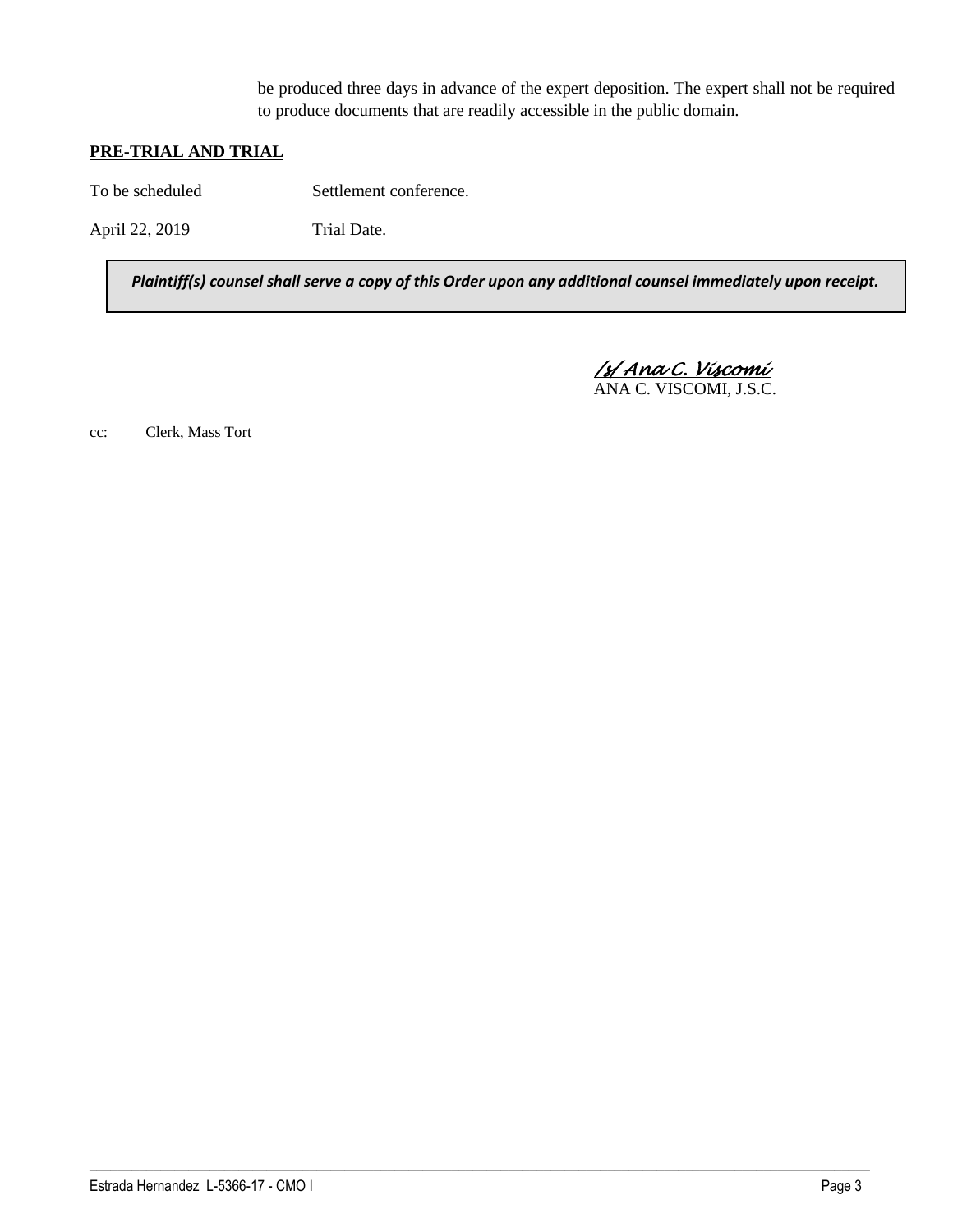be produced three days in advance of the expert deposition. The expert shall not be required to produce documents that are readily accessible in the public domain.

**PRE-TRIAL AND TRIAL**

| | |
|---|---|
| To be scheduled | Settlement conference. |
| April 22, 2019 | Trial Date. |

***Plaintiff(s) counsel shall serve a copy of this Order upon any additional counsel immediately upon receipt.***

/s/ Ana C. Viscomi
ANA C. VISCOMI, J.S.C.

cc: Clerk, Mass Tort